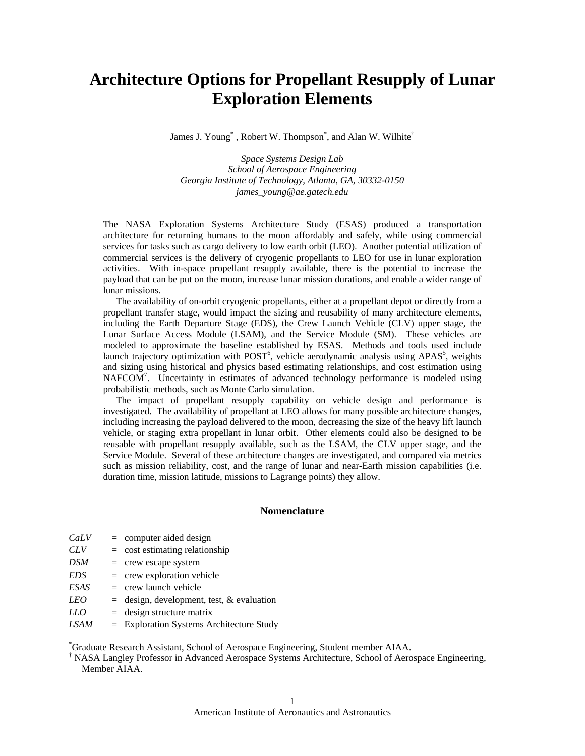# Architecture Options for Propellant Resupply of Lunar Exploration Elements

James J. Young[*] , Robert W. Thompson[*], and Alan W. Wilhite[†]

*Space Systems Design Lab*
*School of Aerospace Engineering*
*Georgia Institute of Technology, Atlanta, GA, 30332-0150*
*james_young@ae.gatech.edu*

The NASA Exploration Systems Architecture Study (ESAS) produced a transportation architecture for returning humans to the moon affordably and safely, while using commercial services for tasks such as cargo delivery to low earth orbit (LEO). Another potential utilization of commercial services is the delivery of cryogenic propellants to LEO for use in lunar exploration activities. With in-space propellant resupply available, there is the potential to increase the payload that can be put on the moon, increase lunar mission durations, and enable a wider range of lunar missions.

The availability of on-orbit cryogenic propellants, either at a propellant depot or directly from a propellant transfer stage, would impact the sizing and reusability of many architecture elements, including the Earth Departure Stage (EDS), the Crew Launch Vehicle (CLV) upper stage, the Lunar Surface Access Module (LSAM), and the Service Module (SM). These vehicles are modeled to approximate the baseline established by ESAS. Methods and tools used include launch trajectory optimization with POST[6], vehicle aerodynamic analysis using APAS[5], weights and sizing using historical and physics based estimating relationships, and cost estimation using NAFCOM[7]. Uncertainty in estimates of advanced technology performance is modeled using probabilistic methods, such as Monte Carlo simulation.

The impact of propellant resupply capability on vehicle design and performance is investigated. The availability of propellant at LEO allows for many possible architecture changes, including increasing the payload delivered to the moon, decreasing the size of the heavy lift launch vehicle, or staging extra propellant in lunar orbit. Other elements could also be designed to be reusable with propellant resupply available, such as the LSAM, the CLV upper stage, and the Service Module. Several of these architecture changes are investigated, and compared via metrics such as mission reliability, cost, and the range of lunar and near-Earth mission capabilities (i.e. duration time, mission latitude, missions to Lagrange points) they allow.

## Nomenclature

| | | |
|---|---|---|
| *CaLV* | = | computer aided design |
| *CLV* | = | cost estimating relationship |
| *DSM* | = | crew escape system |
| *EDS* | = | crew exploration vehicle |
| *ESAS* | = | crew launch vehicle |
| *LEO* | = | design, development, test, & evaluation |
| *LLO* | = | design structure matrix |
| *LSAM* | = | Exploration Systems Architecture Study |

[*] Graduate Research Assistant, School of Aerospace Engineering, Student member AIAA.
[†] NASA Langley Professor in Advanced Aerospace Systems Architecture, School of Aerospace Engineering, Member AIAA.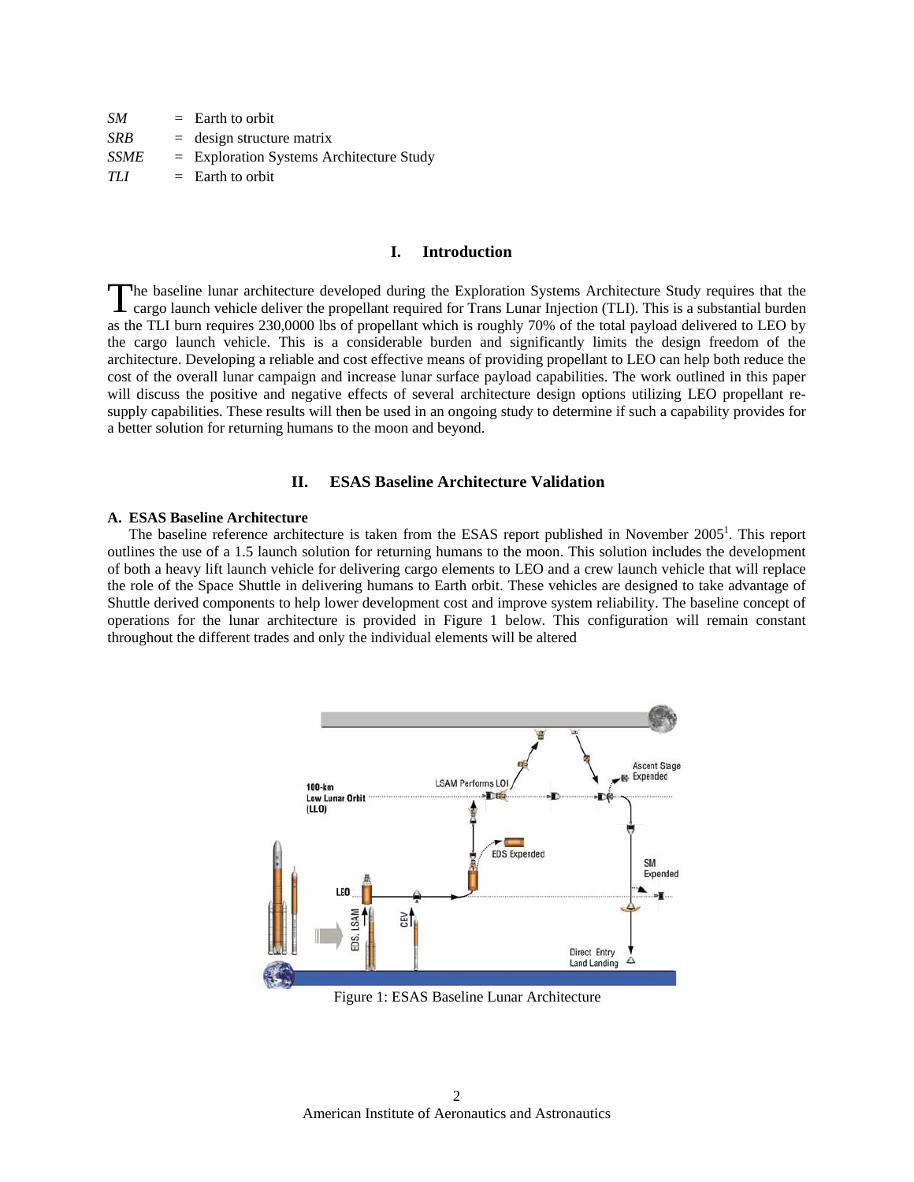| | | |
|---|---|---|
| *SM* | = | Earth to orbit |
| *SRB* | = | design structure matrix |
| *SSME* | = | Exploration Systems Architecture Study |
| *TLI* | = | Earth to orbit |

## I. Introduction

The baseline lunar architecture developed during the Exploration Systems Architecture Study requires that the cargo launch vehicle deliver the propellant required for Trans Lunar Injection (TLI). This is a substantial burden as the TLI burn requires 230,0000 lbs of propellant which is roughly 70% of the total payload delivered to LEO by the cargo launch vehicle. This is a considerable burden and significantly limits the design freedom of the architecture. Developing a reliable and cost effective means of providing propellant to LEO can help both reduce the cost of the overall lunar campaign and increase lunar surface payload capabilities. The work outlined in this paper will discuss the positive and negative effects of several architecture design options utilizing LEO propellant re-supply capabilities. These results will then be used in an ongoing study to determine if such a capability provides for a better solution for returning humans to the moon and beyond.

## II. ESAS Baseline Architecture Validation

### A. ESAS Baseline Architecture

The baseline reference architecture is taken from the ESAS report published in November 2005[1]. This report outlines the use of a 1.5 launch solution for returning humans to the moon. This solution includes the development of both a heavy lift launch vehicle for delivering cargo elements to LEO and a crew launch vehicle that will replace the role of the Space Shuttle in delivering humans to Earth orbit. These vehicles are designed to take advantage of Shuttle derived components to help lower development cost and improve system reliability. The baseline concept of operations for the lunar architecture is provided in Figure 1 below. This configuration will remain constant throughout the different trades and only the individual elements will be altered

100-km Low Lunar Orbit (LLO)
LSAM Performs LOI
Ascent Stage Expended
EDS Expended
SM Expended
LEO
EDS, LSAM
CEV
Direct Entry Land Landing

Figure 1: ESAS Baseline Lunar Architecture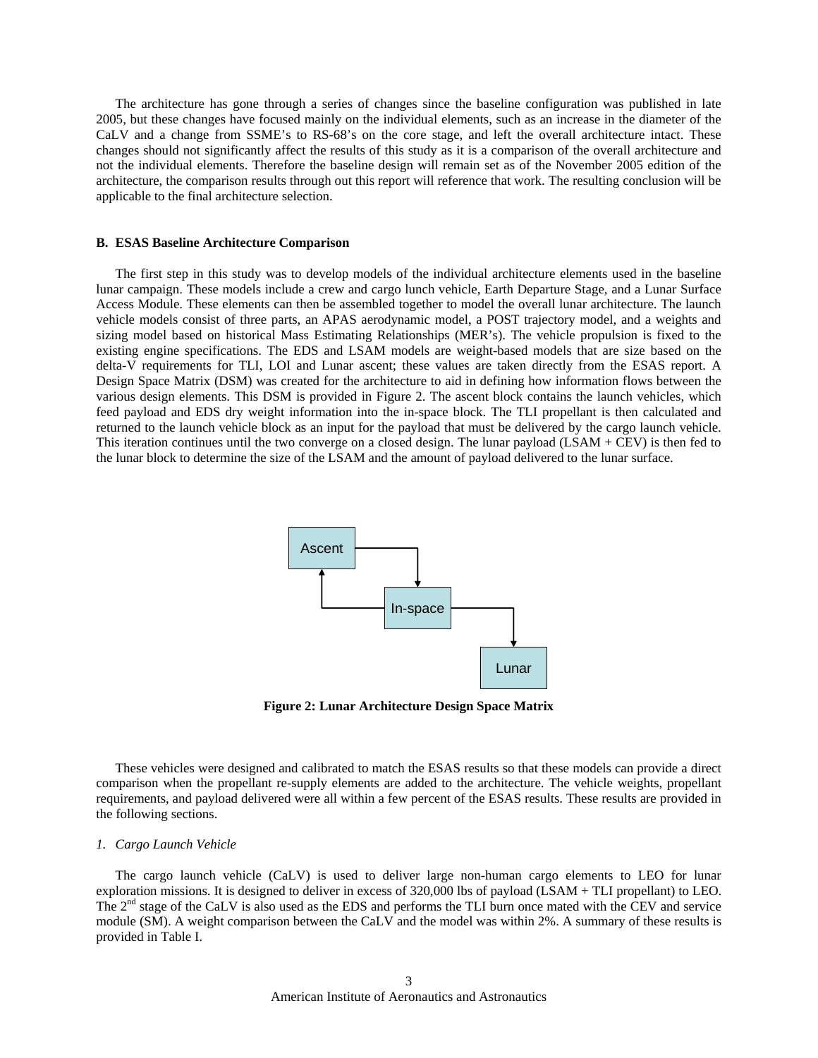The architecture has gone through a series of changes since the baseline configuration was published in late 2005, but these changes have focused mainly on the individual elements, such as an increase in the diameter of the CaLV and a change from SSME's to RS-68's on the core stage, and left the overall architecture intact. These changes should not significantly affect the results of this study as it is a comparison of the overall architecture and not the individual elements. Therefore the baseline design will remain set as of the November 2005 edition of the architecture, the comparison results through out this report will reference that work. The resulting conclusion will be applicable to the final architecture selection.

## B. ESAS Baseline Architecture Comparison

The first step in this study was to develop models of the individual architecture elements used in the baseline lunar campaign. These models include a crew and cargo lunch vehicle, Earth Departure Stage, and a Lunar Surface Access Module. These elements can then be assembled together to model the overall lunar architecture. The launch vehicle models consist of three parts, an APAS aerodynamic model, a POST trajectory model, and a weights and sizing model based on historical Mass Estimating Relationships (MER's). The vehicle propulsion is fixed to the existing engine specifications. The EDS and LSAM models are weight-based models that are size based on the delta-V requirements for TLI, LOI and Lunar ascent; these values are taken directly from the ESAS report. A Design Space Matrix (DSM) was created for the architecture to aid in defining how information flows between the various design elements. This DSM is provided in Figure 2. The ascent block contains the launch vehicles, which feed payload and EDS dry weight information into the in-space block. The TLI propellant is then calculated and returned to the launch vehicle block as an input for the payload that must be delivered by the cargo launch vehicle. This iteration continues until the two converge on a closed design. The lunar payload (LSAM + CEV) is then fed to the lunar block to determine the size of the LSAM and the amount of payload delivered to the lunar surface.

Ascent

In-space

Lunar

**Figure 2: Lunar Architecture Design Space Matrix**

These vehicles were designed and calibrated to match the ESAS results so that these models can provide a direct comparison when the propellant re-supply elements are added to the architecture. The vehicle weights, propellant requirements, and payload delivered were all within a few percent of the ESAS results. These results are provided in the following sections.

### *1. Cargo Launch Vehicle*

The cargo launch vehicle (CaLV) is used to deliver large non-human cargo elements to LEO for lunar exploration missions. It is designed to deliver in excess of 320,000 lbs of payload (LSAM + TLI propellant) to LEO. The 2$^{nd}$ stage of the CaLV is also used as the EDS and performs the TLI burn once mated with the CEV and service module (SM). A weight comparison between the CaLV and the model was within 2%. A summary of these results is provided in Table I.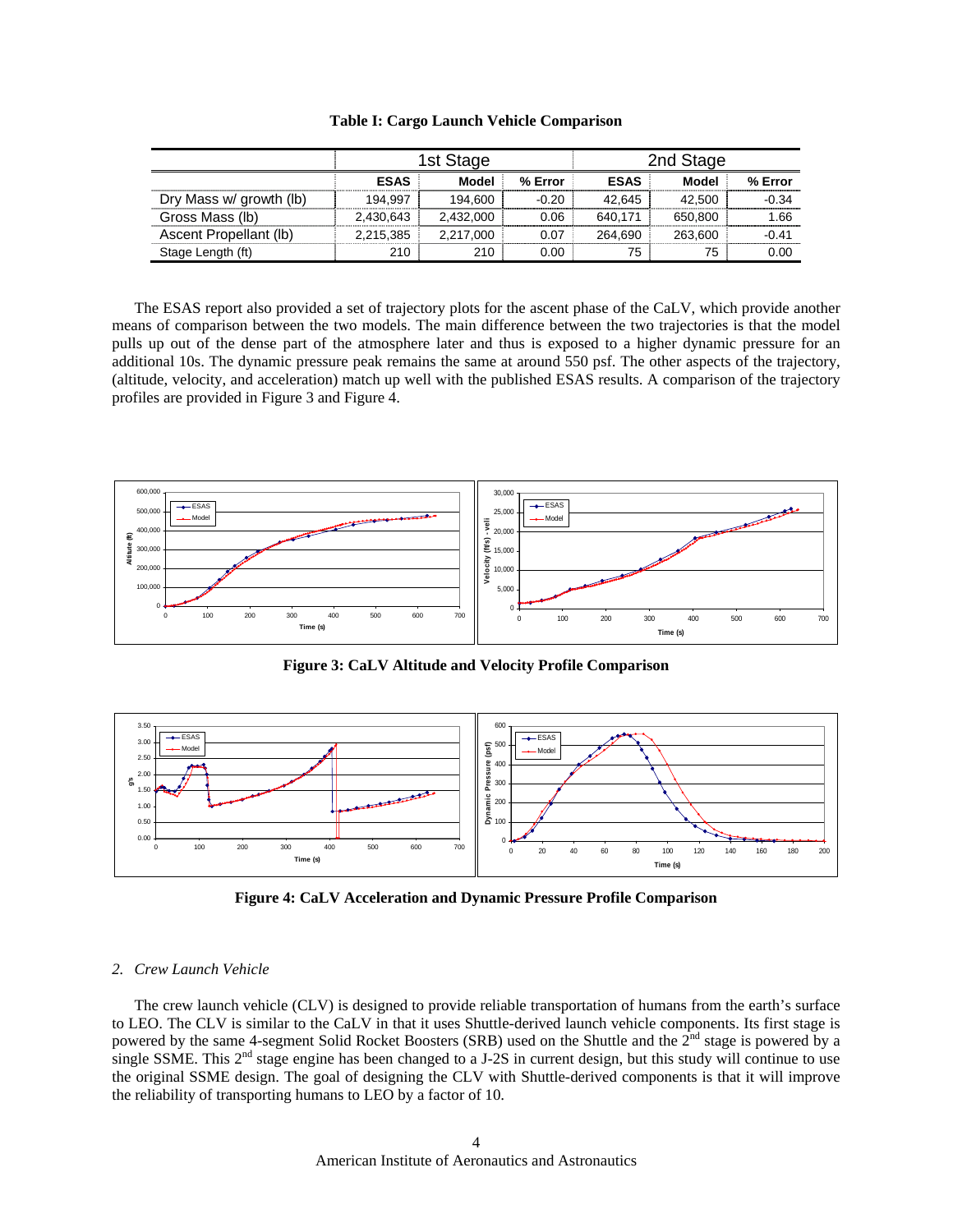**Table I: Cargo Launch Vehicle Comparison**

| | 1st Stage | | | 2nd Stage | | |
|---|---|---|---|---|---|---|
| | **ESAS** | **Model** | **% Error** | **ESAS** | **Model** | **% Error** |
| Dry Mass w/ growth (lb) | 194,997 | 194,600 | -0.20 | 42,645 | 42,500 | -0.34 |
| Gross Mass (lb) | 2,430,643 | 2,432,000 | 0.06 | 640,171 | 650,800 | 1.66 |
| Ascent Propellant (lb) | 2,215,385 | 2,217,000 | 0.07 | 264,690 | 263,600 | -0.41 |
| Stage Length (ft) | 210 | 210 | 0.00 | 75 | 75 | 0.00 |

The ESAS report also provided a set of trajectory plots for the ascent phase of the CaLV, which provide another means of comparison between the two models. The main difference between the two trajectories is that the model pulls up out of the dense part of the atmosphere later and thus is exposed to a higher dynamic pressure for an additional 10s. The dynamic pressure peak remains the same at around 550 psf. The other aspects of the trajectory, (altitude, velocity, and acceleration) match up well with the published ESAS results. A comparison of the trajectory profiles are provided in Figure 3 and Figure 4.

ESAS
Model
Altitude (ft)
Time (s)
0
100,000
200,000
300,000
400,000
500,000
600,000
0 100 200 300 400 500 600 700

ESAS
Model
Velocity (ft/s) - veli
Time (s)
0
5,000
10,000
15,000
20,000
25,000
30,000
0 100 200 300 400 500 600 700

**Figure 3: CaLV Altitude and Velocity Profile Comparison**

ESAS
Model
g's
Time (s)
0.00
0.50
1.00
1.50
2.00
2.50
3.00
3.50
0 100 200 300 400 500 600 700

ESAS
Model
Dynamic Pressure (psf)
Time (s)
0
100
200
300
400
500
600
0 20 40 60 80 100 120 140 160 180 200

**Figure 4: CaLV Acceleration and Dynamic Pressure Profile Comparison**

### *2. Crew Launch Vehicle*

The crew launch vehicle (CLV) is designed to provide reliable transportation of humans from the earth's surface to LEO. The CLV is similar to the CaLV in that it uses Shuttle-derived launch vehicle components. Its first stage is powered by the same 4-segment Solid Rocket Boosters (SRB) used on the Shuttle and the 2nd stage is powered by a single SSME. This 2nd stage engine has been changed to a J-2S in current design, but this study will continue to use the original SSME design. The goal of designing the CLV with Shuttle-derived components is that it will improve the reliability of transporting humans to LEO by a factor of 10.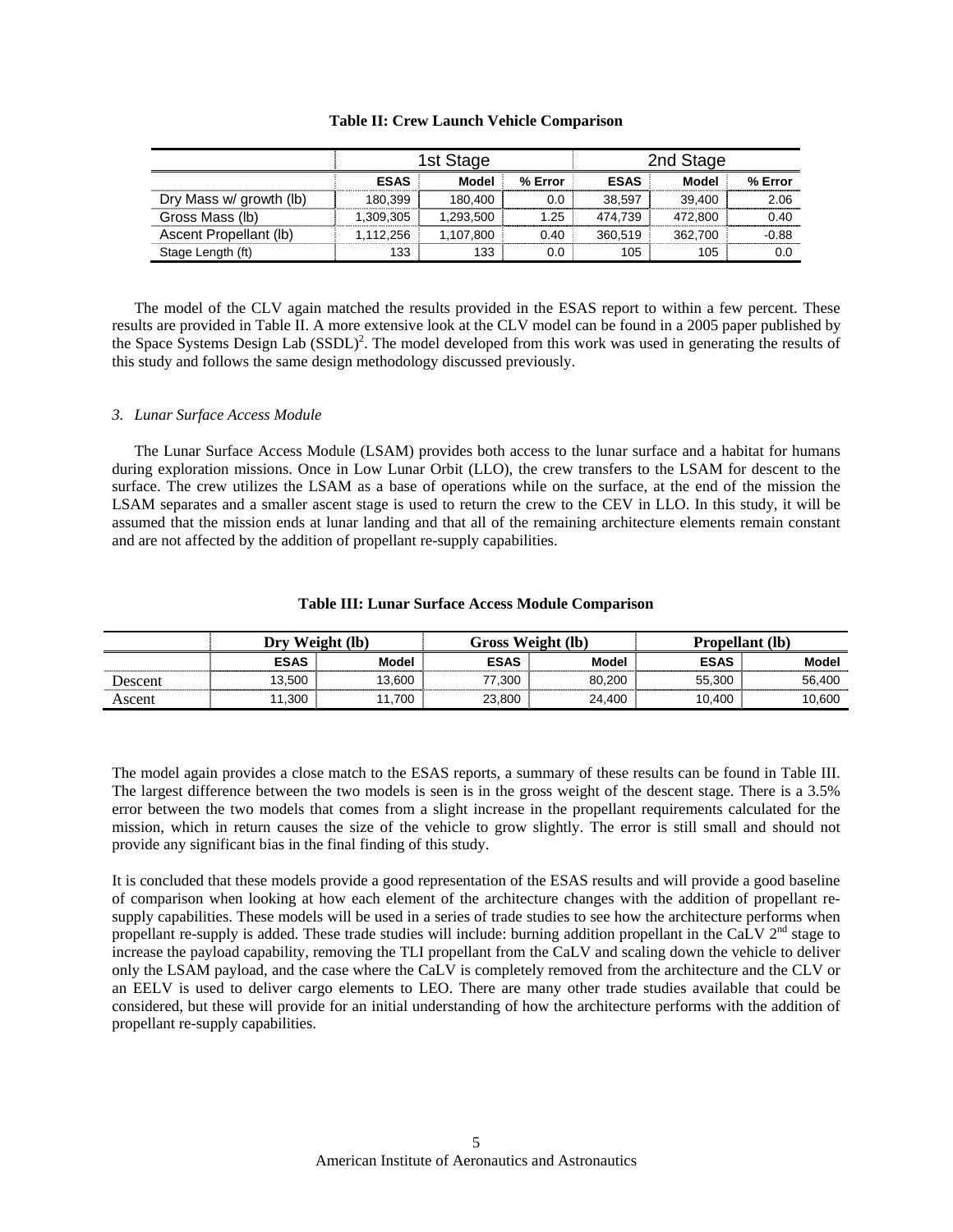**Table II: Crew Launch Vehicle Comparison**

| | 1st Stage | | | 2nd Stage | | |
|---|---|---|---|---|---|---|
| | **ESAS** | **Model** | **% Error** | **ESAS** | **Model** | **% Error** |
| Dry Mass w/ growth (lb) | 180,399 | 180,400 | 0.0 | 38,597 | 39,400 | 2.06 |
| Gross Mass (lb) | 1,309,305 | 1,293,500 | 1.25 | 474,739 | 472,800 | 0.40 |
| Ascent Propellant (lb) | 1,112,256 | 1,107,800 | 0.40 | 360,519 | 362,700 | -0.88 |
| Stage Length (ft) | 133 | 133 | 0.0 | 105 | 105 | 0.0 |

The model of the CLV again matched the results provided in the ESAS report to within a few percent. These results are provided in Table II. A more extensive look at the CLV model can be found in a 2005 paper published by the Space Systems Design Lab (SSDL)[2]. The model developed from this work was used in generating the results of this study and follows the same design methodology discussed previously.

### *3. Lunar Surface Access Module*

The Lunar Surface Access Module (LSAM) provides both access to the lunar surface and a habitat for humans during exploration missions. Once in Low Lunar Orbit (LLO), the crew transfers to the LSAM for descent to the surface. The crew utilizes the LSAM as a base of operations while on the surface, at the end of the mission the LSAM separates and a smaller ascent stage is used to return the crew to the CEV in LLO. In this study, it will be assumed that the mission ends at lunar landing and that all of the remaining architecture elements remain constant and are not affected by the addition of propellant re-supply capabilities.

**Table III: Lunar Surface Access Module Comparison**

| | Dry Weight (lb) | | Gross Weight (lb) | | Propellant (lb) | |
|---|---|---|---|---|---|---|
| | **ESAS** | **Model** | **ESAS** | **Model** | **ESAS** | **Model** |
| Descent | 13,500 | 13,600 | 77,300 | 80,200 | 55,300 | 56,400 |
| Ascent | 11,300 | 11,700 | 23,800 | 24,400 | 10,400 | 10,600 |

The model again provides a close match to the ESAS reports, a summary of these results can be found in Table III. The largest difference between the two models is seen is in the gross weight of the descent stage. There is a 3.5% error between the two models that comes from a slight increase in the propellant requirements calculated for the mission, which in return causes the size of the vehicle to grow slightly. The error is still small and should not provide any significant bias in the final finding of this study.

It is concluded that these models provide a good representation of the ESAS results and will provide a good baseline of comparison when looking at how each element of the architecture changes with the addition of propellant re-supply capabilities. These models will be used in a series of trade studies to see how the architecture performs when propellant re-supply is added. These trade studies will include: burning addition propellant in the CaLV 2nd stage to increase the payload capability, removing the TLI propellant from the CaLV and scaling down the vehicle to deliver only the LSAM payload, and the case where the CaLV is completely removed from the architecture and the CLV or an EELV is used to deliver cargo elements to LEO. There are many other trade studies available that could be considered, but these will provide for an initial understanding of how the architecture performs with the addition of propellant re-supply capabilities.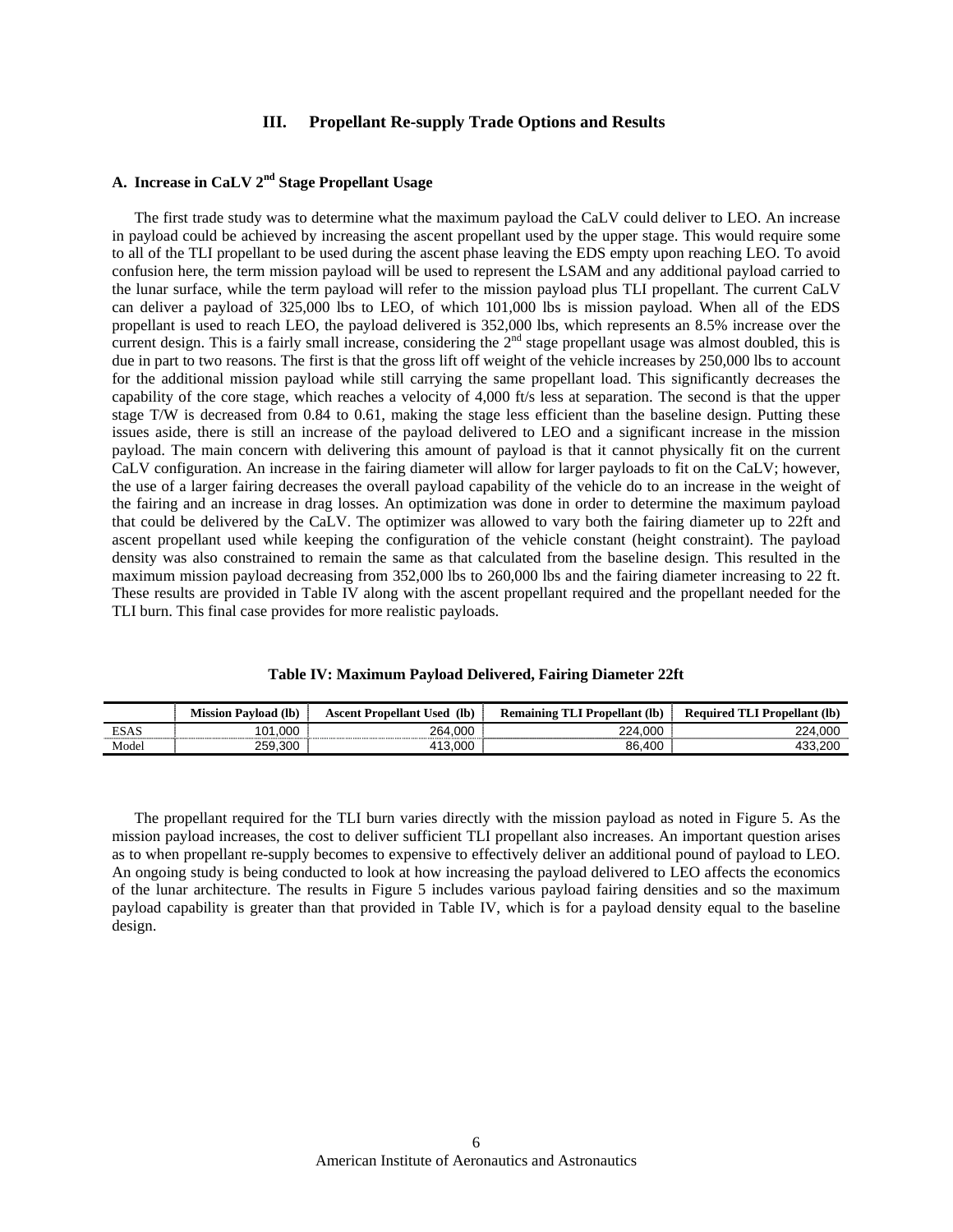## III. Propellant Re-supply Trade Options and Results

### A. Increase in CaLV 2nd Stage Propellant Usage

The first trade study was to determine what the maximum payload the CaLV could deliver to LEO. An increase in payload could be achieved by increasing the ascent propellant used by the upper stage. This would require some to all of the TLI propellant to be used during the ascent phase leaving the EDS empty upon reaching LEO. To avoid confusion here, the term mission payload will be used to represent the LSAM and any additional payload carried to the lunar surface, while the term payload will refer to the mission payload plus TLI propellant. The current CaLV can deliver a payload of 325,000 lbs to LEO, of which 101,000 lbs is mission payload. When all of the EDS propellant is used to reach LEO, the payload delivered is 352,000 lbs, which represents an 8.5% increase over the current design. This is a fairly small increase, considering the 2nd stage propellant usage was almost doubled, this is due in part to two reasons. The first is that the gross lift off weight of the vehicle increases by 250,000 lbs to account for the additional mission payload while still carrying the same propellant load. This significantly decreases the capability of the core stage, which reaches a velocity of 4,000 ft/s less at separation. The second is that the upper stage T/W is decreased from 0.84 to 0.61, making the stage less efficient than the baseline design. Putting these issues aside, there is still an increase of the payload delivered to LEO and a significant increase in the mission payload. The main concern with delivering this amount of payload is that it cannot physically fit on the current CaLV configuration. An increase in the fairing diameter will allow for larger payloads to fit on the CaLV; however, the use of a larger fairing decreases the overall payload capability of the vehicle do to an increase in the weight of the fairing and an increase in drag losses. An optimization was done in order to determine the maximum payload that could be delivered by the CaLV. The optimizer was allowed to vary both the fairing diameter up to 22ft and ascent propellant used while keeping the configuration of the vehicle constant (height constraint). The payload density was also constrained to remain the same as that calculated from the baseline design. This resulted in the maximum mission payload decreasing from 352,000 lbs to 260,000 lbs and the fairing diameter increasing to 22 ft. These results are provided in Table IV along with the ascent propellant required and the propellant needed for the TLI burn. This final case provides for more realistic payloads.

**Table IV: Maximum Payload Delivered, Fairing Diameter 22ft**

| | Mission Payload (lb) | Ascent Propellant Used (lb) | Remaining TLI Propellant (lb) | Required TLI Propellant (lb) |
|---|---|---|---|---|
| ESAS | 101,000 | 264,000 | 224,000 | 224,000 |
| Model | 259,300 | 413,000 | 86,400 | 433,200 |

The propellant required for the TLI burn varies directly with the mission payload as noted in Figure 5. As the mission payload increases, the cost to deliver sufficient TLI propellant also increases. An important question arises as to when propellant re-supply becomes to expensive to effectively deliver an additional pound of payload to LEO. An ongoing study is being conducted to look at how increasing the payload delivered to LEO affects the economics of the lunar architecture. The results in Figure 5 includes various payload fairing densities and so the maximum payload capability is greater than that provided in Table IV, which is for a payload density equal to the baseline design.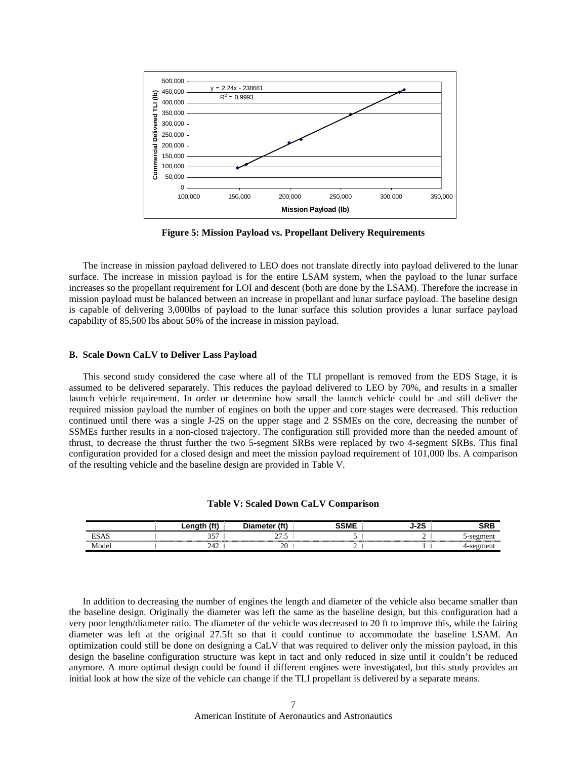500,000
450,000
400,000
350,000
300,000
250,000
200,000
150,000
100,000
50,000
0

Commercial Delivered TLI (lb)

100,000 150,000 200,000 250,000 300,000 350,000

Mission Payload (lb)

y = 2.24x - 238681

$R^2 = 0.9993$

**Figure 5: Mission Payload vs. Propellant Delivery Requirements**

The increase in mission payload delivered to LEO does not translate directly into payload delivered to the lunar surface. The increase in mission payload is for the entire LSAM system, when the payload to the lunar surface increases so the propellant requirement for LOI and descent (both are done by the LSAM). Therefore the increase in mission payload must be balanced between an increase in propellant and lunar surface payload. The baseline design is capable of delivering 3,000lbs of payload to the lunar surface this solution provides a lunar surface payload capability of 85,500 lbs about 50% of the increase in mission payload.

### B. Scale Down CaLV to Deliver Lass Payload

This second study considered the case where all of the TLI propellant is removed from the EDS Stage, it is assumed to be delivered separately. This reduces the payload delivered to LEO by 70%, and results in a smaller launch vehicle requirement. In order or determine how small the launch vehicle could be and still deliver the required mission payload the number of engines on both the upper and core stages were decreased. This reduction continued until there was a single J-2S on the upper stage and 2 SSMEs on the core, decreasing the number of SSMEs further results in a non-closed trajectory. The configuration still provided more than the needed amount of thrust, to decrease the thrust further the two 5-segment SRBs were replaced by two 4-segment SRBs. This final configuration provided for a closed design and meet the mission payload requirement of 101,000 lbs. A comparison of the resulting vehicle and the baseline design are provided in Table V.

**Table V: Scaled Down CaLV Comparison**

| | Length (ft) | Diameter (ft) | SSME | J-2S | SRB |
|---|---|---|---|---|---|
| ESAS | 357 | 27.5 | 5 | 2 | 5-segment |
| Model | 242 | 20 | 2 | 1 | 4-segment |

In addition to decreasing the number of engines the length and diameter of the vehicle also became smaller than the baseline design. Originally the diameter was left the same as the baseline design, but this configuration had a very poor length/diameter ratio. The diameter of the vehicle was decreased to 20 ft to improve this, while the fairing diameter was left at the original 27.5ft so that it could continue to accommodate the baseline LSAM. An optimization could still be done on designing a CaLV that was required to deliver only the mission payload, in this design the baseline configuration structure was kept in tact and only reduced in size until it couldn't be reduced anymore. A more optimal design could be found if different engines were investigated, but this study provides an initial look at how the size of the vehicle can change if the TLI propellant is delivered by a separate means.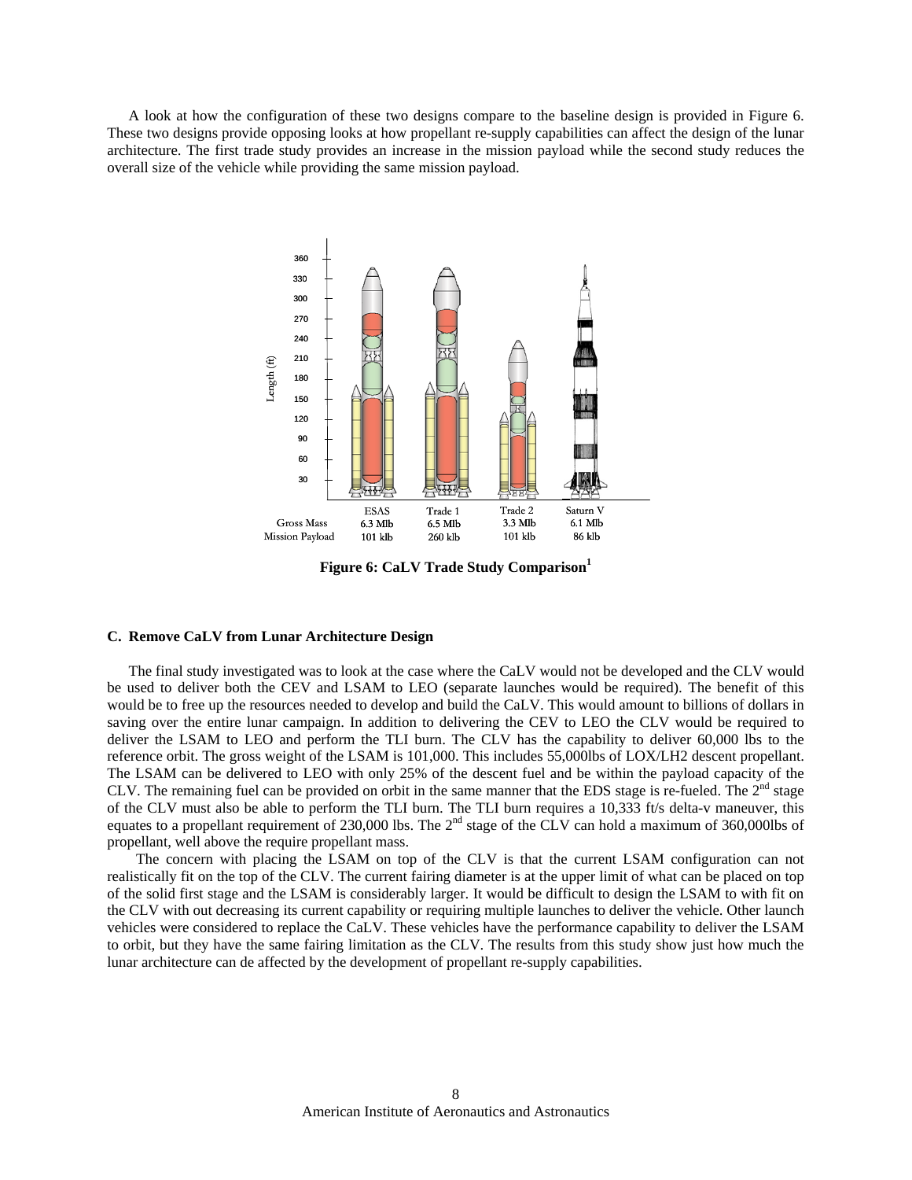A look at how the configuration of these two designs compare to the baseline design is provided in Figure 6. These two designs provide opposing looks at how propellant re-supply capabilities can affect the design of the lunar architecture. The first trade study provides an increase in the mission payload while the second study reduces the overall size of the vehicle while providing the same mission payload.

Length (ft)
360
330
300
270
240
210
180
150
120
90
60
30

ESAS Trade 1 Trade 2 Saturn V
Gross Mass 6.3 Mlb 6.5 Mlb 3.3 Mlb 6.1 Mlb
Mission Payload 101 klb 260 klb 101 klb 86 klb

**Figure 6: CaLV Trade Study Comparison[1]**

### C. Remove CaLV from Lunar Architecture Design

The final study investigated was to look at the case where the CaLV would not be developed and the CLV would be used to deliver both the CEV and LSAM to LEO (separate launches would be required). The benefit of this would be to free up the resources needed to develop and build the CaLV. This would amount to billions of dollars in saving over the entire lunar campaign. In addition to delivering the CEV to LEO the CLV would be required to deliver the LSAM to LEO and perform the TLI burn. The CLV has the capability to deliver 60,000 lbs to the reference orbit. The gross weight of the LSAM is 101,000. This includes 55,000lbs of LOX/LH2 descent propellant. The LSAM can be delivered to LEO with only 25% of the descent fuel and be within the payload capacity of the CLV. The remaining fuel can be provided on orbit in the same manner that the EDS stage is re-fueled. The 2[nd] stage of the CLV must also be able to perform the TLI burn. The TLI burn requires a 10,333 ft/s delta-v maneuver, this equates to a propellant requirement of 230,000 lbs. The 2[nd] stage of the CLV can hold a maximum of 360,000lbs of propellant, well above the require propellant mass.

The concern with placing the LSAM on top of the CLV is that the current LSAM configuration can not realistically fit on the top of the CLV. The current fairing diameter is at the upper limit of what can be placed on top of the solid first stage and the LSAM is considerably larger. It would be difficult to design the LSAM to with fit on the CLV with out decreasing its current capability or requiring multiple launches to deliver the vehicle. Other launch vehicles were considered to replace the CaLV. These vehicles have the performance capability to deliver the LSAM to orbit, but they have the same fairing limitation as the CLV. The results from this study show just how much the lunar architecture can de affected by the development of propellant re-supply capabilities.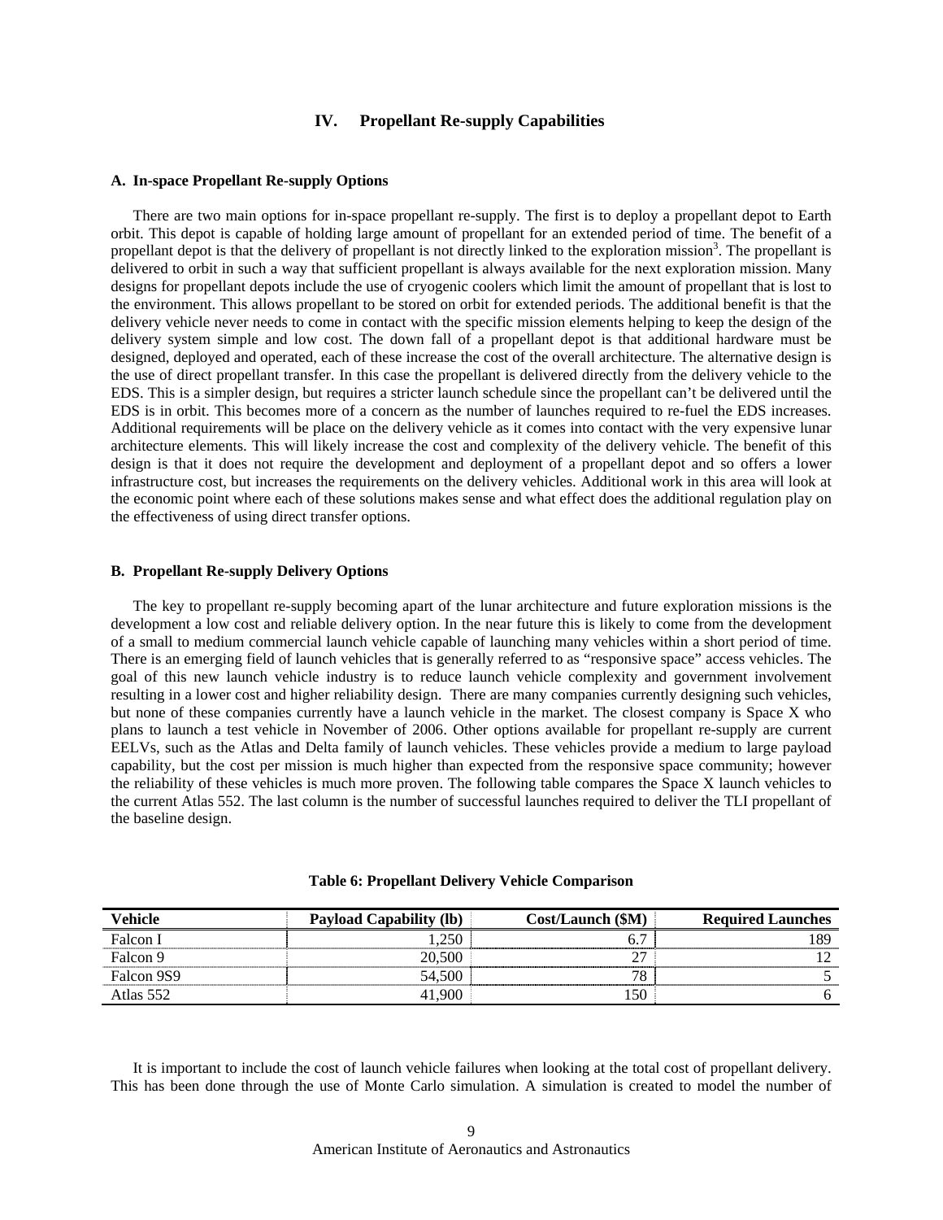## IV. Propellant Re-supply Capabilities

### A. In-space Propellant Re-supply Options

There are two main options for in-space propellant re-supply. The first is to deploy a propellant depot to Earth orbit. This depot is capable of holding large amount of propellant for an extended period of time. The benefit of a propellant depot is that the delivery of propellant is not directly linked to the exploration mission[3]. The propellant is delivered to orbit in such a way that sufficient propellant is always available for the next exploration mission. Many designs for propellant depots include the use of cryogenic coolers which limit the amount of propellant that is lost to the environment. This allows propellant to be stored on orbit for extended periods. The additional benefit is that the delivery vehicle never needs to come in contact with the specific mission elements helping to keep the design of the delivery system simple and low cost. The down fall of a propellant depot is that additional hardware must be designed, deployed and operated, each of these increase the cost of the overall architecture. The alternative design is the use of direct propellant transfer. In this case the propellant is delivered directly from the delivery vehicle to the EDS. This is a simpler design, but requires a stricter launch schedule since the propellant can't be delivered until the EDS is in orbit. This becomes more of a concern as the number of launches required to re-fuel the EDS increases. Additional requirements will be place on the delivery vehicle as it comes into contact with the very expensive lunar architecture elements. This will likely increase the cost and complexity of the delivery vehicle. The benefit of this design is that it does not require the development and deployment of a propellant depot and so offers a lower infrastructure cost, but increases the requirements on the delivery vehicles. Additional work in this area will look at the economic point where each of these solutions makes sense and what effect does the additional regulation play on the effectiveness of using direct transfer options.

### B. Propellant Re-supply Delivery Options

The key to propellant re-supply becoming apart of the lunar architecture and future exploration missions is the development a low cost and reliable delivery option. In the near future this is likely to come from the development of a small to medium commercial launch vehicle capable of launching many vehicles within a short period of time. There is an emerging field of launch vehicles that is generally referred to as "responsive space" access vehicles. The goal of this new launch vehicle industry is to reduce launch vehicle complexity and government involvement resulting in a lower cost and higher reliability design. There are many companies currently designing such vehicles, but none of these companies currently have a launch vehicle in the market. The closest company is Space X who plans to launch a test vehicle in November of 2006. Other options available for propellant re-supply are current EELVs, such as the Atlas and Delta family of launch vehicles. These vehicles provide a medium to large payload capability, but the cost per mission is much higher than expected from the responsive space community; however the reliability of these vehicles is much more proven. The following table compares the Space X launch vehicles to the current Atlas 552. The last column is the number of successful launches required to deliver the TLI propellant of the baseline design.

**Table 6: Propellant Delivery Vehicle Comparison**

| Vehicle | Payload Capability (lb) | Cost/Launch ($M) | Required Launches |
|---|---|---|---|
| Falcon I | 1,250 | 6.7 | 189 |
| Falcon 9 | 20,500 | 27 | 12 |
| Falcon 9S9 | 54,500 | 78 | 5 |
| Atlas 552 | 41,900 | 150 | 6 |

It is important to include the cost of launch vehicle failures when looking at the total cost of propellant delivery. This has been done through the use of Monte Carlo simulation. A simulation is created to model the number of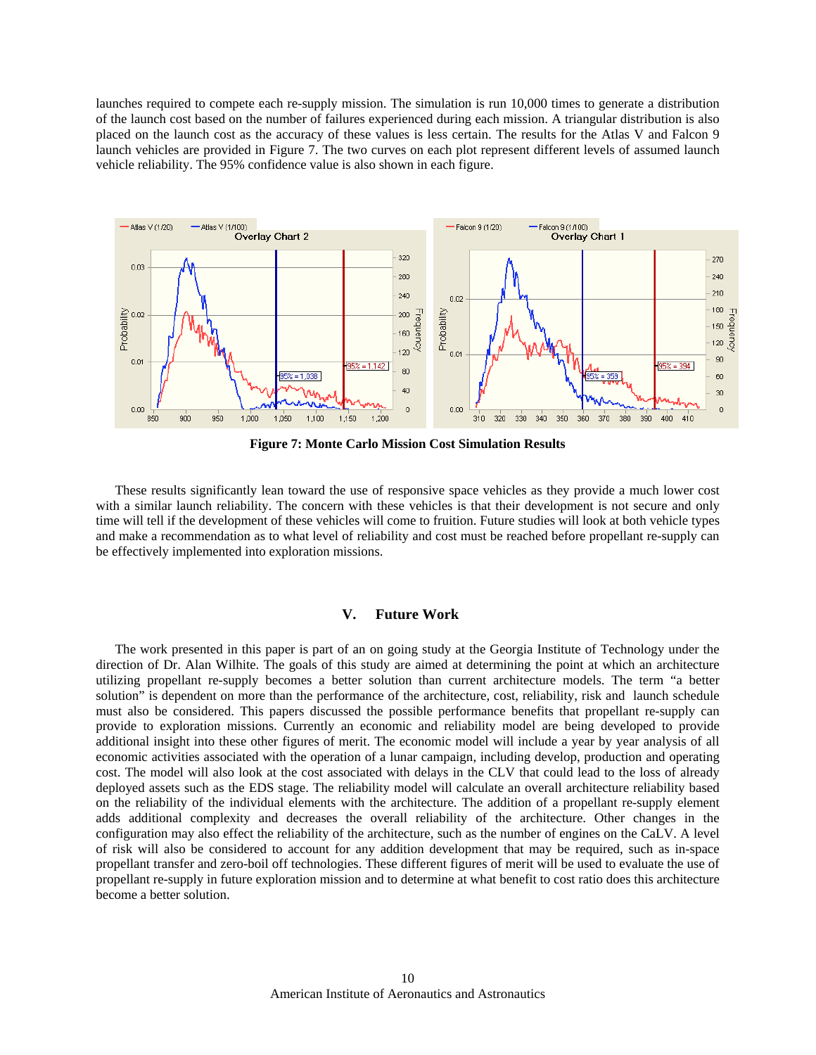launches required to compete each re-supply mission. The simulation is run 10,000 times to generate a distribution of the launch cost based on the number of failures experienced during each mission. A triangular distribution is also placed on the launch cost as the accuracy of these values is less certain. The results for the Atlas V and Falcon 9 launch vehicles are provided in Figure 7. The two curves on each plot represent different levels of assumed launch vehicle reliability. The 95% confidence value is also shown in each figure.

Atlas V (1/20)
Atlas V (1/100)
Overlay Chart 2
Probability
Frequency
95% = 1,038
95% = 1,142
0.00
0.01
0.02
0.03
0
40
80
120
160
200
240
280
320
850
900
950
1,000
1,050
1,100
1,150
1,200

Falcon 9 (1/20)
Falcon 9 (1/100)
Overlay Chart 1
Probability
Frequency
95% = 359
95% = 394
0.00
0.01
0.02
0
30
60
90
120
150
180
210
240
270
310
320
330
340
350
360
370
380
390
400
410

**Figure 7: Monte Carlo Mission Cost Simulation Results**

These results significantly lean toward the use of responsive space vehicles as they provide a much lower cost with a similar launch reliability. The concern with these vehicles is that their development is not secure and only time will tell if the development of these vehicles will come to fruition. Future studies will look at both vehicle types and make a recommendation as to what level of reliability and cost must be reached before propellant re-supply can be effectively implemented into exploration missions.

## V. Future Work

The work presented in this paper is part of an on going study at the Georgia Institute of Technology under the direction of Dr. Alan Wilhite. The goals of this study are aimed at determining the point at which an architecture utilizing propellant re-supply becomes a better solution than current architecture models. The term "a better solution" is dependent on more than the performance of the architecture, cost, reliability, risk and launch schedule must also be considered. This papers discussed the possible performance benefits that propellant re-supply can provide to exploration missions. Currently an economic and reliability model are being developed to provide additional insight into these other figures of merit. The economic model will include a year by year analysis of all economic activities associated with the operation of a lunar campaign, including develop, production and operating cost. The model will also look at the cost associated with delays in the CLV that could lead to the loss of already deployed assets such as the EDS stage. The reliability model will calculate an overall architecture reliability based on the reliability of the individual elements with the architecture. The addition of a propellant re-supply element adds additional complexity and decreases the overall reliability of the architecture. Other changes in the configuration may also effect the reliability of the architecture, such as the number of engines on the CaLV. A level of risk will also be considered to account for any addition development that may be required, such as in-space propellant transfer and zero-boil off technologies. These different figures of merit will be used to evaluate the use of propellant re-supply in future exploration mission and to determine at what benefit to cost ratio does this architecture become a better solution.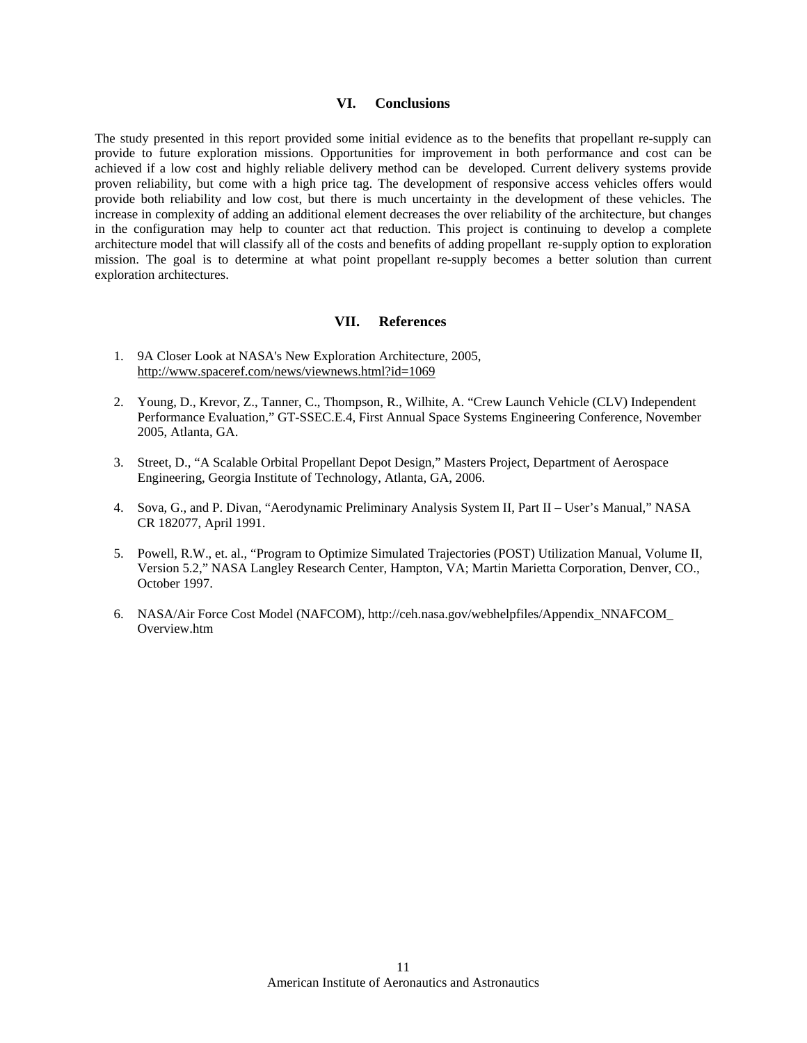## VI. Conclusions

The study presented in this report provided some initial evidence as to the benefits that propellant re-supply can provide to future exploration missions. Opportunities for improvement in both performance and cost can be achieved if a low cost and highly reliable delivery method can be developed. Current delivery systems provide proven reliability, but come with a high price tag. The development of responsive access vehicles offers would provide both reliability and low cost, but there is much uncertainty in the development of these vehicles. The increase in complexity of adding an additional element decreases the over reliability of the architecture, but changes in the configuration may help to counter act that reduction. This project is continuing to develop a complete architecture model that will classify all of the costs and benefits of adding propellant re-supply option to exploration mission. The goal is to determine at what point propellant re-supply becomes a better solution than current exploration architectures.

## VII. References

1. 9A Closer Look at NASA's New Exploration Architecture, 2005, http://www.spaceref.com/news/viewnews.html?id=1069

2. Young, D., Krevor, Z., Tanner, C., Thompson, R., Wilhite, A. "Crew Launch Vehicle (CLV) Independent Performance Evaluation," GT-SSEC.E.4, First Annual Space Systems Engineering Conference, November 2005, Atlanta, GA.

3. Street, D., "A Scalable Orbital Propellant Depot Design," Masters Project, Department of Aerospace Engineering, Georgia Institute of Technology, Atlanta, GA, 2006.

4. Sova, G., and P. Divan, "Aerodynamic Preliminary Analysis System II, Part II – User's Manual," NASA CR 182077, April 1991.

5. Powell, R.W., et. al., "Program to Optimize Simulated Trajectories (POST) Utilization Manual, Volume II, Version 5.2," NASA Langley Research Center, Hampton, VA; Martin Marietta Corporation, Denver, CO., October 1997.

6. NASA/Air Force Cost Model (NAFCOM), http://ceh.nasa.gov/webhelpfiles/Appendix_NNAFCOM_Overview.htm